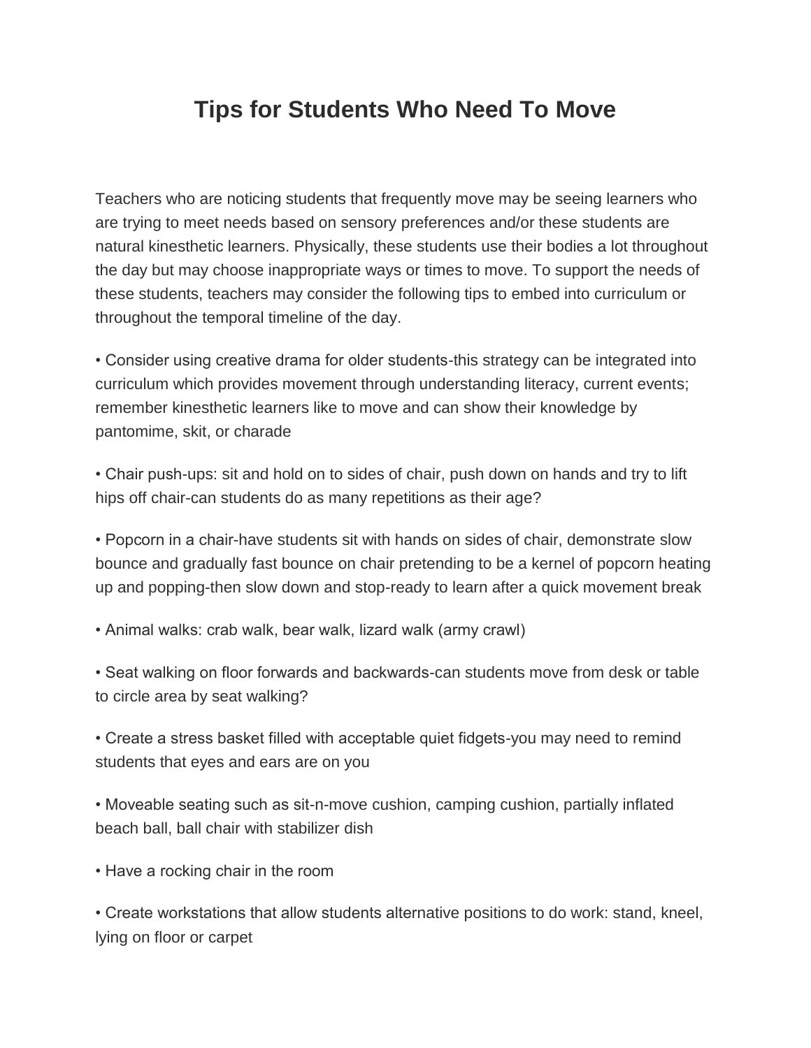# Tips for Students Who Need To Move

Teachers who are noticing students that frequently move may be seeing learners who are trying to meet needs based on sensory preferences and/or these students are natural kinesthetic learners. Physically, these students use their bodies a lot throughout the day but may choose inappropriate ways or times to move. To support the needs of these students, teachers may consider the following tips to embed into curriculum or throughout the temporal timeline of the day.

- Consider using creative drama for older students-this strategy can be integrated into curriculum which provides movement through understanding literacy, current events; remember kinesthetic learners like to move and can show their knowledge by pantomime, skit, or charade

- Chair push-ups: sit and hold on to sides of chair, push down on hands and try to lift hips off chair-can students do as many repetitions as their age?

- Popcorn in a chair-have students sit with hands on sides of chair, demonstrate slow bounce and gradually fast bounce on chair pretending to be a kernel of popcorn heating up and popping-then slow down and stop-ready to learn after a quick movement break

- Animal walks: crab walk, bear walk, lizard walk (army crawl)

- Seat walking on floor forwards and backwards-can students move from desk or table to circle area by seat walking?

- Create a stress basket filled with acceptable quiet fidgets-you may need to remind students that eyes and ears are on you

- Moveable seating such as sit-n-move cushion, camping cushion, partially inflated beach ball, ball chair with stabilizer dish

- Have a rocking chair in the room

- Create workstations that allow students alternative positions to do work: stand, kneel, lying on floor or carpet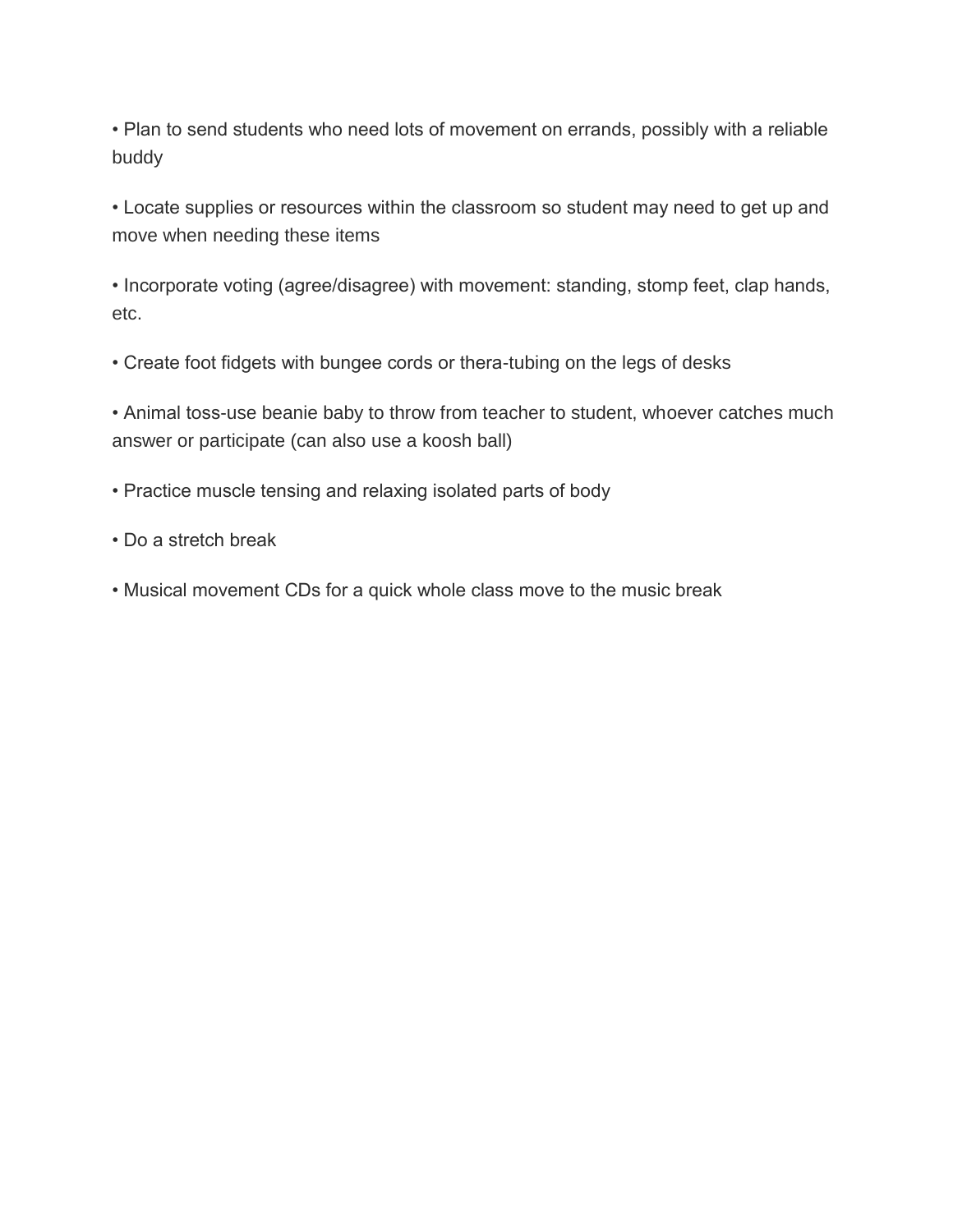- Plan to send students who need lots of movement on errands, possibly with a reliable buddy
- Locate supplies or resources within the classroom so student may need to get up and move when needing these items
- Incorporate voting (agree/disagree) with movement: standing, stomp feet, clap hands, etc.
- Create foot fidgets with bungee cords or thera-tubing on the legs of desks
- Animal toss-use beanie baby to throw from teacher to student, whoever catches much answer or participate (can also use a koosh ball)
- Practice muscle tensing and relaxing isolated parts of body
- Do a stretch break
- Musical movement CDs for a quick whole class move to the music break